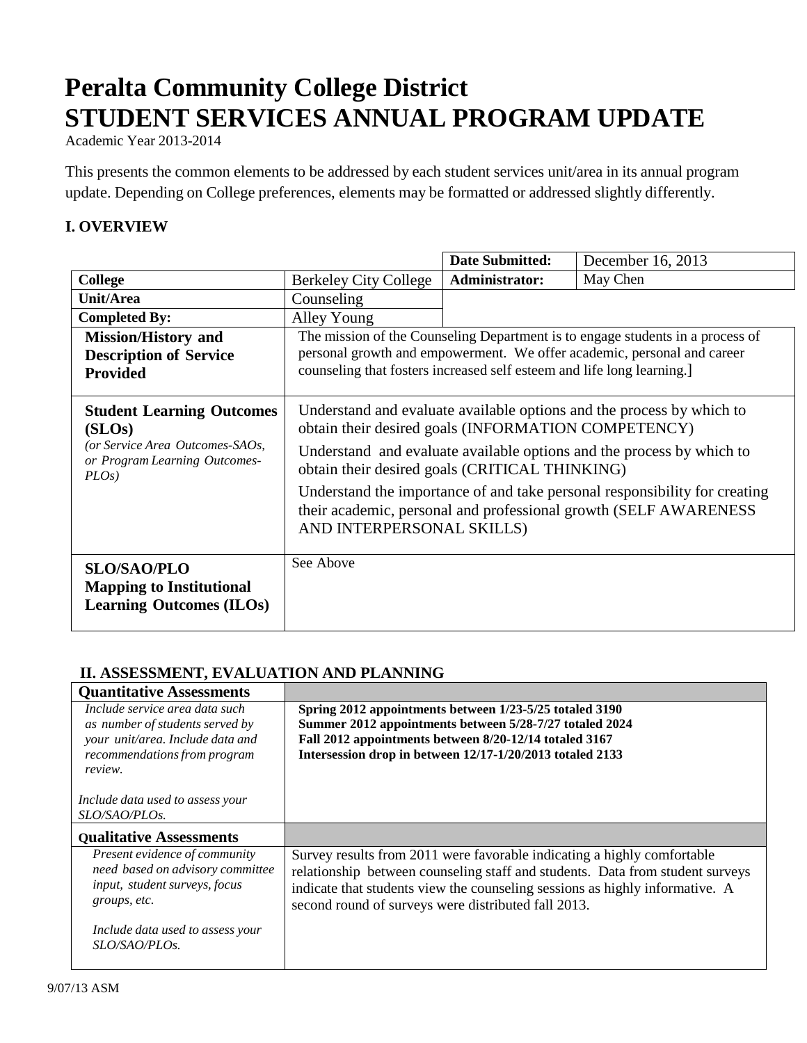# Peralta Community College District
# STUDENT SERVICES ANNUAL PROGRAM UPDATE

Academic Year 2013-2014

This presents the common elements to be addressed by each student services unit/area in its annual program update. Depending on College preferences, elements may be formatted and addressed slightly differently.

## I. OVERVIEW

| | | | |
|---|---|---|---|
| | | **Date Submitted:** | December 16, 2013 |
| **College** | Berkeley City College | **Administrator:** | May Chen |
| **Unit/Area** | Counseling | | |
| **Completed By:** | Alley Young | | |
| **Mission/History and Description of Service Provided** | The mission of the Counseling Department is to engage students in a process of personal growth and empowerment. We offer academic, personal and career counseling that fosters increased self esteem and life long learning.] | | |
| **Student Learning Outcomes (SLOs)** *(or Service Area Outcomes-SAOs, or Program Learning Outcomes-PLOs)* | Understand and evaluate available options and the process by which to obtain their desired goals (INFORMATION COMPETENCY)<br>Understand and evaluate available options and the process by which to obtain their desired goals (CRITICAL THINKING)<br>Understand the importance of and take personal responsibility for creating their academic, personal and professional growth (SELF AWARENESS AND INTERPERSONAL SKILLS) | | |
| **SLO/SAO/PLO Mapping to Institutional Learning Outcomes (ILOs)** | See Above | | |

## II. ASSESSMENT, EVALUATION AND PLANNING

| **Quantitative Assessments** | |
|---|---|
| *Include service area data such as number of students served by your unit/area. Include data and recommendations from program review.*<br><br>*Include data used to assess your SLO/SAO/PLOs.* | **Spring 2012 appointments between 1/23-5/25 totaled 3190**<br>**Summer 2012 appointments between 5/28-7/27 totaled 2024**<br>**Fall 2012 appointments between 8/20-12/14 totaled 3167**<br>**Intersession drop in between 12/17-1/20/2013 totaled 2133** |
| **Qualitative Assessments** | |
| *Present evidence of community need based on advisory committee input, student surveys, focus groups, etc.*<br><br>*Include data used to assess your SLO/SAO/PLOs.* | Survey results from 2011 were favorable indicating a highly comfortable relationship between counseling staff and students. Data from student surveys indicate that students view the counseling sessions as highly informative. A second round of surveys were distributed fall 2013. |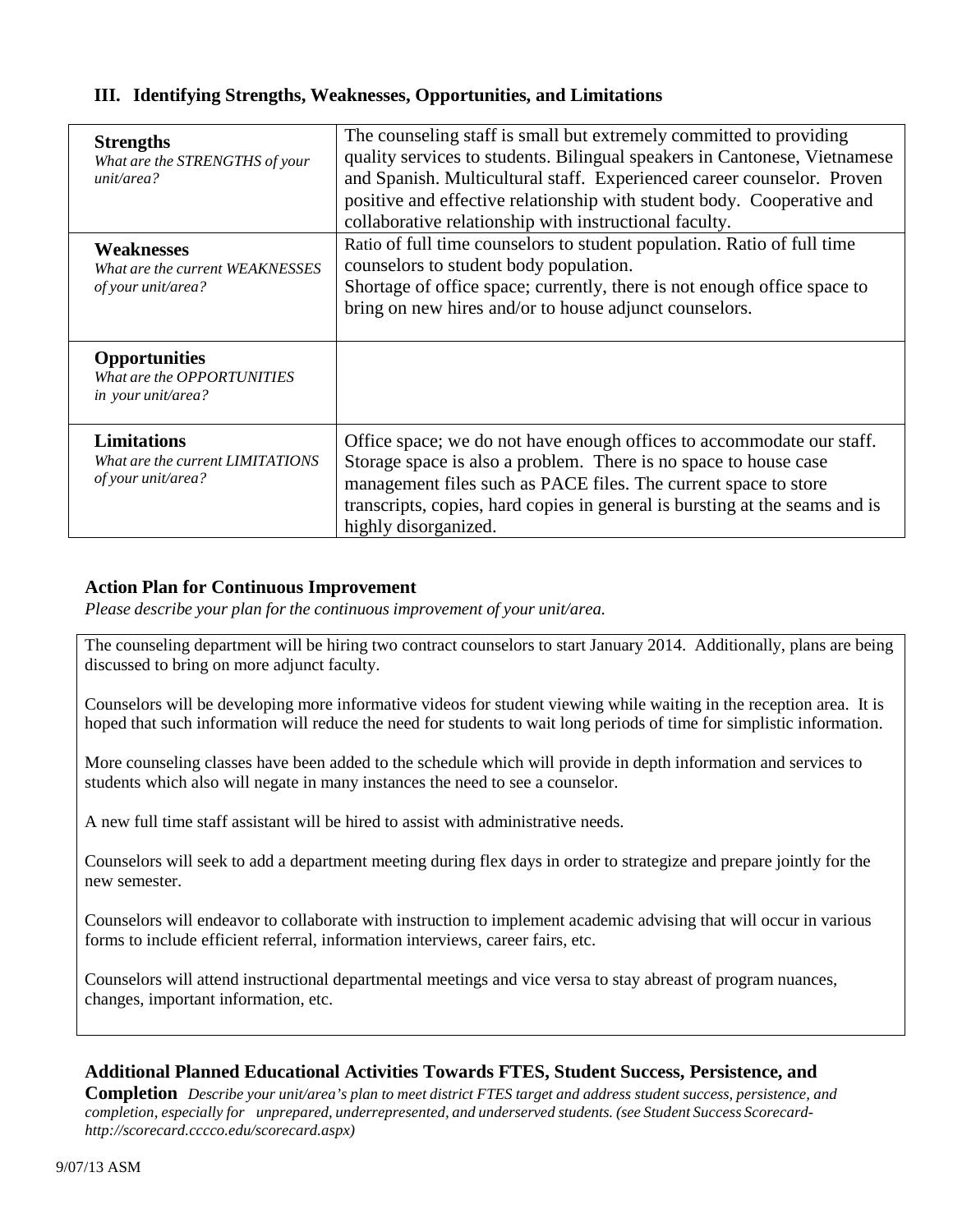## III. Identifying Strengths, Weaknesses, Opportunities, and Limitations

| | |
|---|---|
| **Strengths**<br>*What are the STRENGTHS of your unit/area?* | The counseling staff is small but extremely committed to providing quality services to students. Bilingual speakers in Cantonese, Vietnamese and Spanish. Multicultural staff. Experienced career counselor. Proven positive and effective relationship with student body. Cooperative and collaborative relationship with instructional faculty. |
| **Weaknesses**<br>*What are the current WEAKNESSES of your unit/area?* | Ratio of full time counselors to student population. Ratio of full time counselors to student body population.<br>Shortage of office space; currently, there is not enough office space to bring on new hires and/or to house adjunct counselors. |
| **Opportunities**<br>*What are the OPPORTUNITIES in your unit/area?* | |
| **Limitations**<br>*What are the current LIMITATIONS of your unit/area?* | Office space; we do not have enough offices to accommodate our staff. Storage space is also a problem. There is no space to house case management files such as PACE files. The current space to store transcripts, copies, hard copies in general is bursting at the seams and is highly disorganized. |

### Action Plan for Continuous Improvement

*Please describe your plan for the continuous improvement of your unit/area.*

The counseling department will be hiring two contract counselors to start January 2014. Additionally, plans are being discussed to bring on more adjunct faculty.

Counselors will be developing more informative videos for student viewing while waiting in the reception area. It is hoped that such information will reduce the need for students to wait long periods of time for simplistic information.

More counseling classes have been added to the schedule which will provide in depth information and services to students which also will negate in many instances the need to see a counselor.

A new full time staff assistant will be hired to assist with administrative needs.

Counselors will seek to add a department meeting during flex days in order to strategize and prepare jointly for the new semester.

Counselors will endeavor to collaborate with instruction to implement academic advising that will occur in various forms to include efficient referral, information interviews, career fairs, etc.

Counselors will attend instructional departmental meetings and vice versa to stay abreast of program nuances, changes, important information, etc.

### Additional Planned Educational Activities Towards FTES, Student Success, Persistence, and Completion

*Describe your unit/area's plan to meet district FTES target and address student success, persistence, and completion, especially for unprepared, underrepresented, and underserved students. (see Student Success Scorecard- http://scorecard.cccco.edu/scorecard.aspx)*

9/07/13 ASM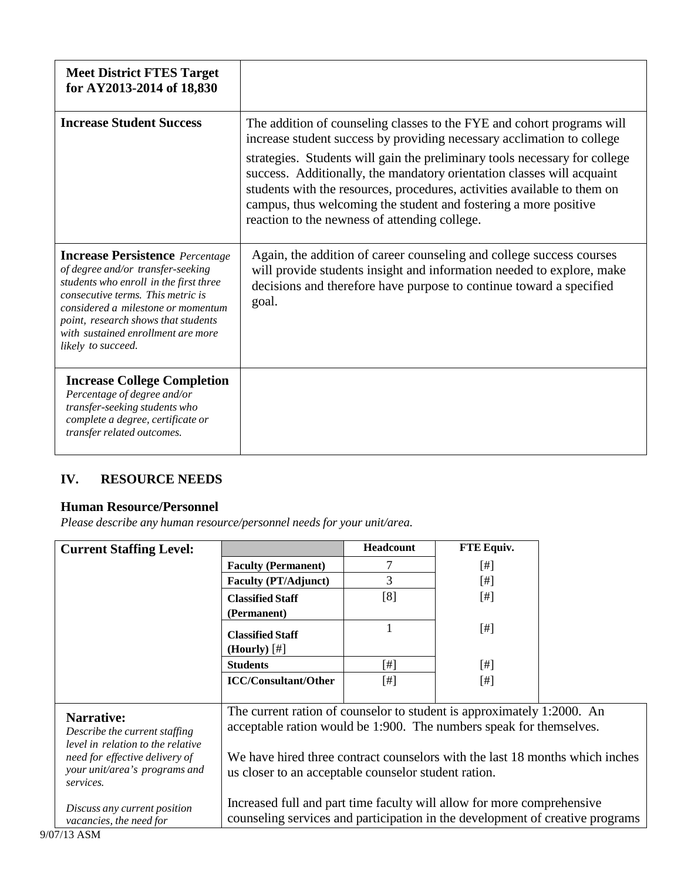| | |
|---|---|
| **Meet District FTES Target for AY2013-2014 of 18,830** | |
| **Increase Student Success** | The addition of counseling classes to the FYE and cohort programs will increase student success by providing necessary acclimation to college strategies. Students will gain the preliminary tools necessary for college success. Additionally, the mandatory orientation classes will acquaint students with the resources, procedures, activities available to them on campus, thus welcoming the student and fostering a more positive reaction to the newness of attending college. |
| **Increase Persistence** *Percentage of degree and/or transfer-seeking students who enroll in the first three consecutive terms. This metric is considered a milestone or momentum point, research shows that students with sustained enrollment are more likely to succeed.* | Again, the addition of career counseling and college success courses will provide students insight and information needed to explore, make decisions and therefore have purpose to continue toward a specified goal. |
| **Increase College Completion** *Percentage of degree and/or transfer-seeking students who complete a degree, certificate or transfer related outcomes.* | |

## IV. RESOURCE NEEDS

### Human Resource/Personnel

*Please describe any human resource/personnel needs for your unit/area.*

| **Current Staffing Level:** | | **Headcount** | **FTE Equiv.** |
|---|---|---|---|
| | **Faculty (Permanent)** | 7 | [#] |
| | **Faculty (PT/Adjunct)** | 3 | [#] |
| | **Classified Staff (Permanent)** | [8] | [#] |
| | **Classified Staff (Hourly)** [#] | 1 | [#] |
| | **Students** | [#] | [#] |
| | **ICC/Consultant/Other** | [#] | [#] |

| | |
|---|---|
| **Narrative:** *Describe the current staffing level in relation to the relative need for effective delivery of your unit/area's programs and services.* *Discuss any current position vacancies, the need for* | The current ration of counselor to student is approximately 1:2000. An acceptable ration would be 1:900. The numbers speak for themselves. We have hired three contract counselors with the last 18 months which inches us closer to an acceptable counselor student ration. Increased full and part time faculty will allow for more comprehensive counseling services and participation in the development of creative programs |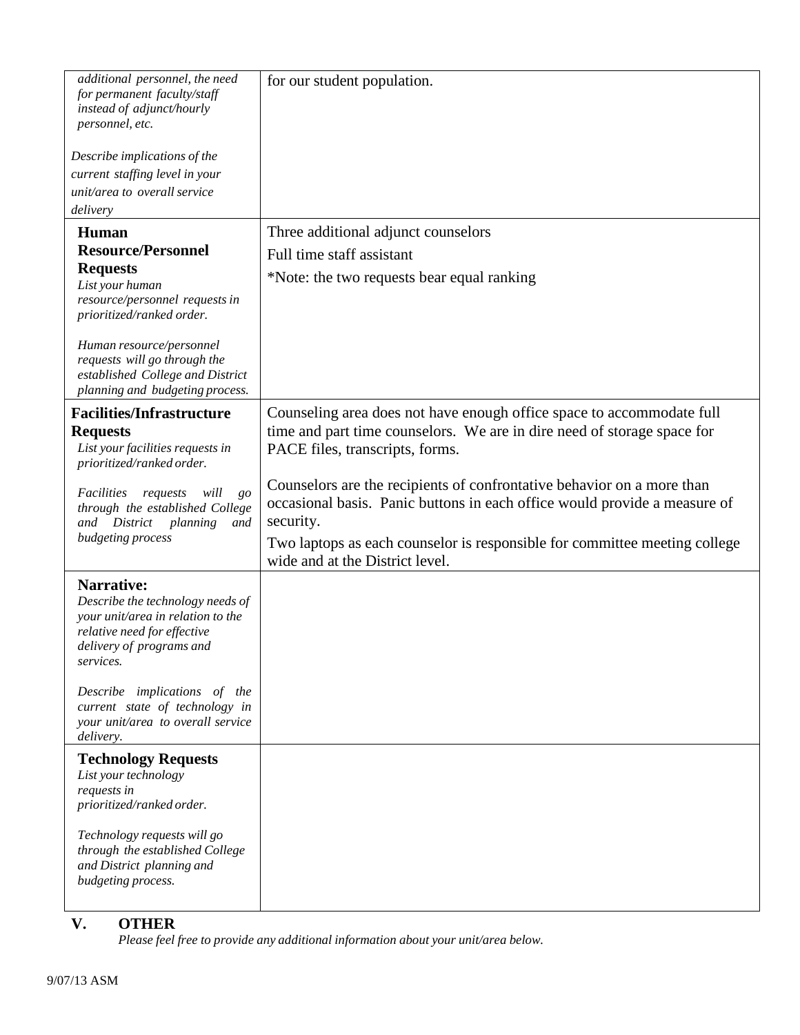| | |
|---|---|
| *additional personnel, the need for permanent faculty/staff instead of adjunct/hourly personnel, etc.*<br><br>*Describe implications of the current staffing level in your unit/area to overall service delivery* | for our student population. |
| **Human Resource/Personnel Requests**<br>*List your human resource/personnel requests in prioritized/ranked order.*<br><br>*Human resource/personnel requests will go through the established College and District planning and budgeting process.* | Three additional adjunct counselors<br>Full time staff assistant<br>*Note: the two requests bear equal ranking |
| **Facilities/Infrastructure Requests**<br>*List your facilities requests in prioritized/ranked order.*<br><br>*Facilities requests will go through the established College and District planning and budgeting process* | Counseling area does not have enough office space to accommodate full time and part time counselors. We are in dire need of storage space for PACE files, transcripts, forms.<br><br>Counselors are the recipients of confrontative behavior on a more than occasional basis. Panic buttons in each office would provide a measure of security.<br>Two laptops as each counselor is responsible for committee meeting college wide and at the District level. |
| **Narrative:**<br>*Describe the technology needs of your unit/area in relation to the relative need for effective delivery of programs and services.*<br><br>*Describe implications of the current state of technology in your unit/area to overall service delivery.* | |
| **Technology Requests**<br>*List your technology requests in prioritized/ranked order.*<br><br>*Technology requests will go through the established College and District planning and budgeting process.* | |

## V. OTHER

*Please feel free to provide any additional information about your unit/area below.*

9/07/13 ASM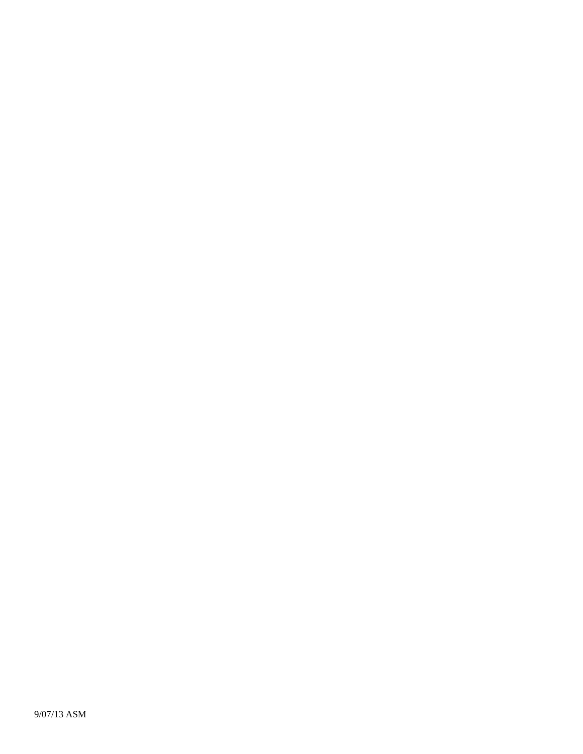9/07/13 ASM